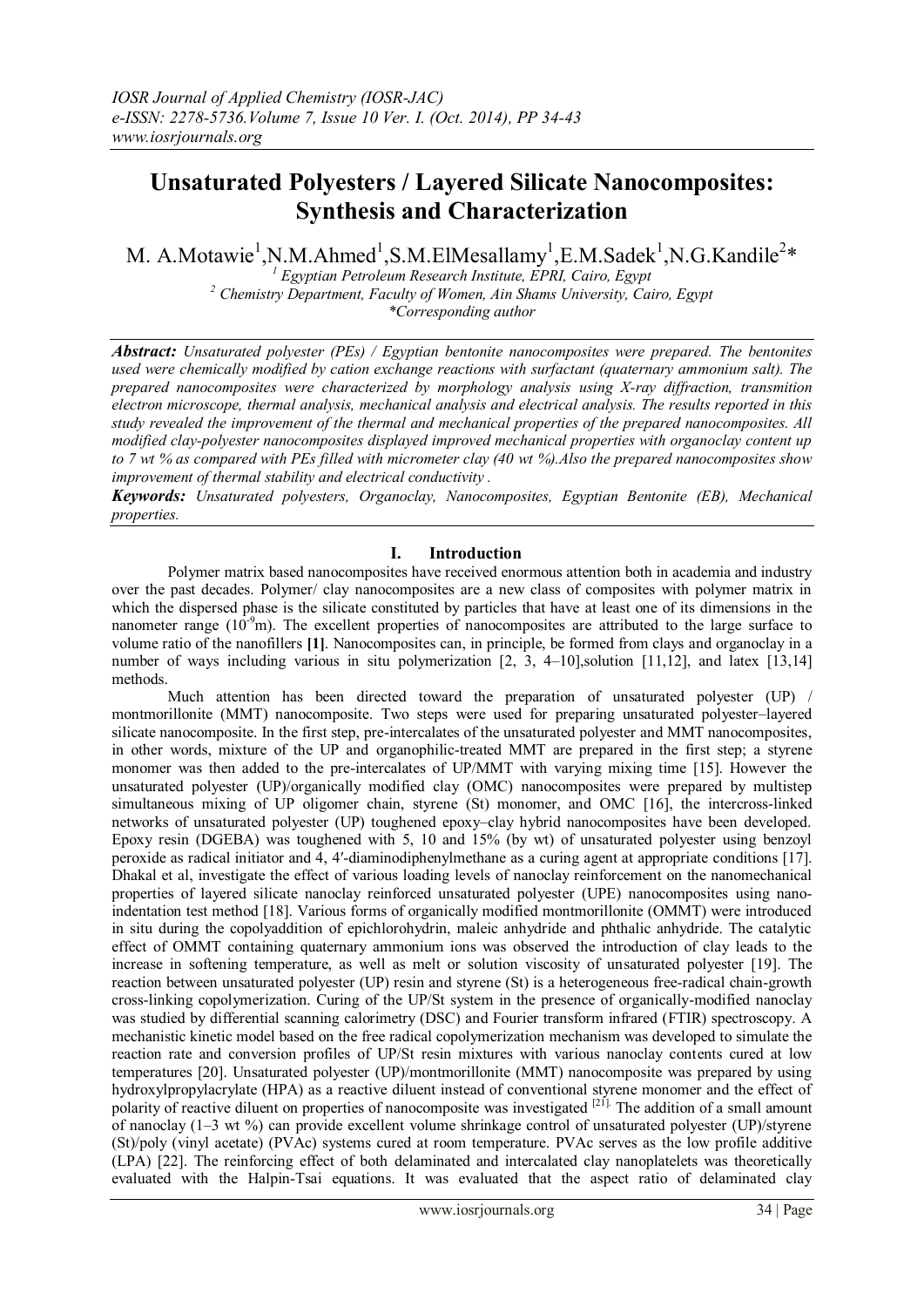# Unsaturated Polyesters / Layered Silicate Nanocomposites: Synthesis and Characterization

M. A.Motawie[1],N.M.Ahmed[1],S.M.ElMesallamy[1],E.M.Sadek[1],N.G.Kandile[2]*

[1] *Egyptian Petroleum Research Institute, EPRI, Cairo, Egypt*
[2] *Chemistry Department, Faculty of Women, Ain Shams University, Cairo, Egypt*
*\*Corresponding author*

***Abstract:*** *Unsaturated polyester (PEs) / Egyptian bentonite nanocomposites were prepared. The bentonites used were chemically modified by cation exchange reactions with surfactant (quaternary ammonium salt). The prepared nanocomposites were characterized by morphology analysis using X-ray diffraction, transmition electron microscope, thermal analysis, mechanical analysis and electrical analysis. The results reported in this study revealed the improvement of the thermal and mechanical properties of the prepared nanocomposites. All modified clay-polyester nanocomposites displayed improved mechanical properties with organoclay content up to 7 wt % as compared with PEs filled with micrometer clay (40 wt %).Also the prepared nanocomposites show improvement of thermal stability and electrical conductivity .*

***Keywords:*** *Unsaturated polyesters, Organoclay, Nanocomposites, Egyptian Bentonite (EB), Mechanical properties.*

## I. Introduction

Polymer matrix based nanocomposites have received enormous attention both in academia and industry over the past decades. Polymer/ clay nanocomposites are a new class of composites with polymer matrix in which the dispersed phase is the silicate constituted by particles that have at least one of its dimensions in the nanometer range ($10^{-9}$m). The excellent properties of nanocomposites are attributed to the large surface to volume ratio of the nanofillers **[1]**. Nanocomposites can, in principle, be formed from clays and organoclay in a number of ways including various in situ polymerization [2, 3, 4–10],solution [11,12], and latex [13,14] methods.

Much attention has been directed toward the preparation of unsaturated polyester (UP) / montmorillonite (MMT) nanocomposite. Two steps were used for preparing unsaturated polyester–layered silicate nanocomposite. In the first step, pre-intercalates of the unsaturated polyester and MMT nanocomposites, in other words, mixture of the UP and organophilic-treated MMT are prepared in the first step; a styrene monomer was then added to the pre-intercalates of UP/MMT with varying mixing time [15]. However the unsaturated polyester (UP)/organically modified clay (OMC) nanocomposites were prepared by multistep simultaneous mixing of UP oligomer chain, styrene (St) monomer, and OMC [16], the intercross-linked networks of unsaturated polyester (UP) toughened epoxy–clay hybrid nanocomposites have been developed. Epoxy resin (DGEBA) was toughened with 5, 10 and 15% (by wt) of unsaturated polyester using benzoyl peroxide as radical initiator and 4, 4′-diaminodiphenylmethane as a curing agent at appropriate conditions [17]. Dhakal et al, investigate the effect of various loading levels of nanoclay reinforcement on the nanomechanical properties of layered silicate nanoclay reinforced unsaturated polyester (UPE) nanocomposites using nano-indentation test method [18]. Various forms of organically modified montmorillonite (OMMT) were introduced in situ during the copolyaddition of epichlorohydrin, maleic anhydride and phthalic anhydride. The catalytic effect of OMMT containing quaternary ammonium ions was observed the introduction of clay leads to the increase in softening temperature, as well as melt or solution viscosity of unsaturated polyester [19]. The reaction between unsaturated polyester (UP) resin and styrene (St) is a heterogeneous free-radical chain-growth cross-linking copolymerization. Curing of the UP/St system in the presence of organically-modified nanoclay was studied by differential scanning calorimetry (DSC) and Fourier transform infrared (FTIR) spectroscopy. A mechanistic kinetic model based on the free radical copolymerization mechanism was developed to simulate the reaction rate and conversion profiles of UP/St resin mixtures with various nanoclay contents cured at low temperatures [20]. Unsaturated polyester (UP)/montmorillonite (MMT) nanocomposite was prepared by using hydroxylpropylacrylate (HPA) as a reactive diluent instead of conventional styrene monomer and the effect of polarity of reactive diluent on properties of nanocomposite was investigated [21]. The addition of a small amount of nanoclay (1–3 wt %) can provide excellent volume shrinkage control of unsaturated polyester (UP)/styrene (St)/poly (vinyl acetate) (PVAc) systems cured at room temperature. PVAc serves as the low profile additive (LPA) [22]. The reinforcing effect of both delaminated and intercalated clay nanoplatelets was theoretically evaluated with the Halpin-Tsai equations. It was evaluated that the aspect ratio of delaminated clay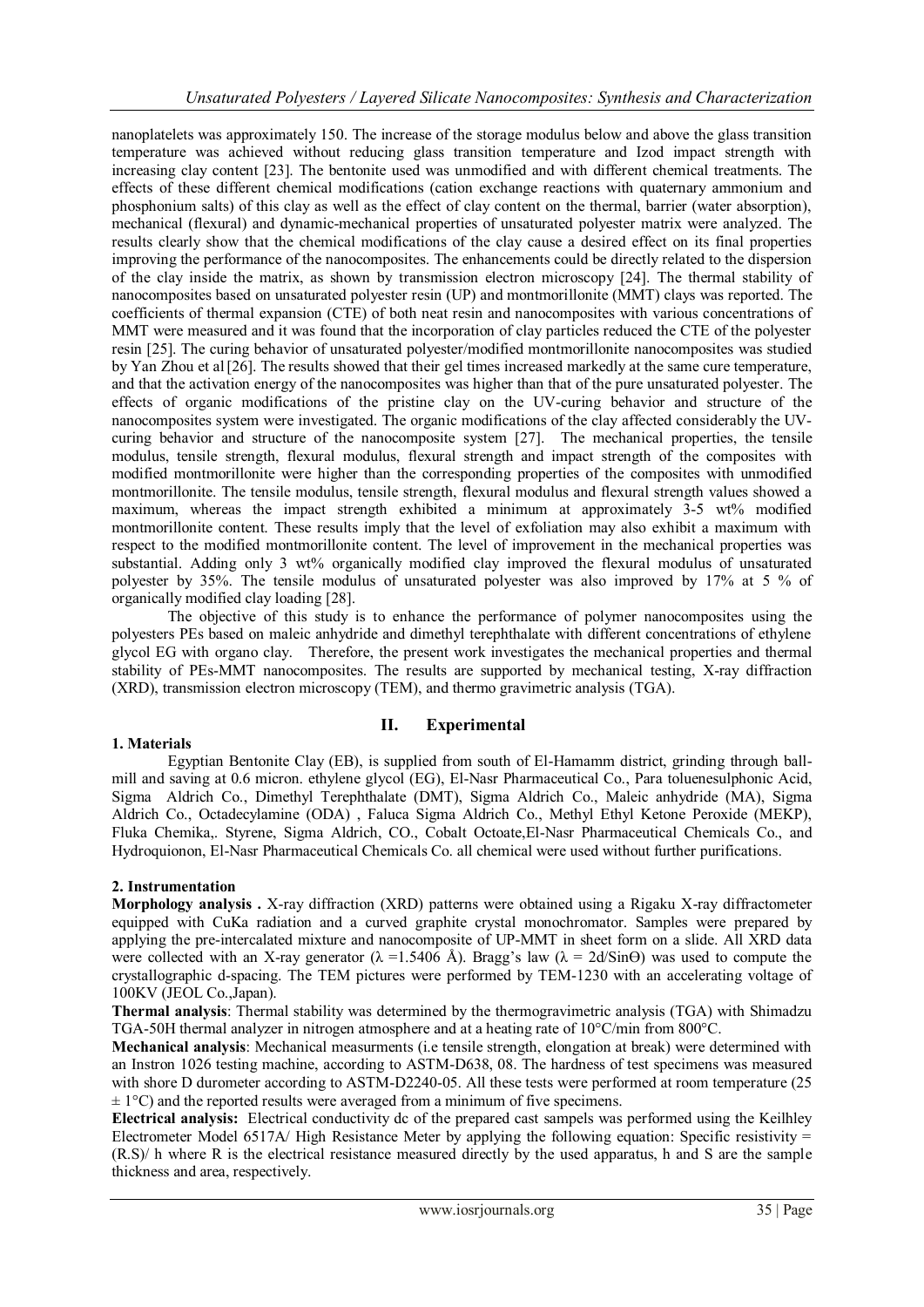nanoplatelets was approximately 150. The increase of the storage modulus below and above the glass transition temperature was achieved without reducing glass transition temperature and Izod impact strength with increasing clay content [23]. The bentonite used was unmodified and with different chemical treatments. The effects of these different chemical modifications (cation exchange reactions with quaternary ammonium and phosphonium salts) of this clay as well as the effect of clay content on the thermal, barrier (water absorption), mechanical (flexural) and dynamic-mechanical properties of unsaturated polyester matrix were analyzed. The results clearly show that the chemical modifications of the clay cause a desired effect on its final properties improving the performance of the nanocomposites. The enhancements could be directly related to the dispersion of the clay inside the matrix, as shown by transmission electron microscopy [24]. The thermal stability of nanocomposites based on unsaturated polyester resin (UP) and montmorillonite (MMT) clays was reported. The coefficients of thermal expansion (CTE) of both neat resin and nanocomposites with various concentrations of MMT were measured and it was found that the incorporation of clay particles reduced the CTE of the polyester resin [25]. The curing behavior of unsaturated polyester/modified montmorillonite nanocomposites was studied by Yan Zhou et al [26]. The results showed that their gel times increased markedly at the same cure temperature, and that the activation energy of the nanocomposites was higher than that of the pure unsaturated polyester. The effects of organic modifications of the pristine clay on the UV-curing behavior and structure of the nanocomposites system were investigated. The organic modifications of the clay affected considerably the UV-curing behavior and structure of the nanocomposite system [27]. The mechanical properties, the tensile modulus, tensile strength, flexural modulus, flexural strength and impact strength of the composites with modified montmorillonite were higher than the corresponding properties of the composites with unmodified montmorillonite. The tensile modulus, tensile strength, flexural modulus and flexural strength values showed a maximum, whereas the impact strength exhibited a minimum at approximately 3-5 wt% modified montmorillonite content. These results imply that the level of exfoliation may also exhibit a maximum with respect to the modified montmorillonite content. The level of improvement in the mechanical properties was substantial. Adding only 3 wt% organically modified clay improved the flexural modulus of unsaturated polyester by 35%. The tensile modulus of unsaturated polyester was also improved by 17% at 5 % of organically modified clay loading [28].

The objective of this study is to enhance the performance of polymer nanocomposites using the polyesters PEs based on maleic anhydride and dimethyl terephthalate with different concentrations of ethylene glycol EG with organo clay. Therefore, the present work investigates the mechanical properties and thermal stability of PEs-MMT nanocomposites. The results are supported by mechanical testing, X-ray diffraction (XRD), transmission electron microscopy (TEM), and thermo gravimetric analysis (TGA).

## II. Experimental

### 1. Materials

Egyptian Bentonite Clay (EB), is supplied from south of El-Hamamm district, grinding through ball-mill and saving at 0.6 micron. ethylene glycol (EG), El-Nasr Pharmaceutical Co., Para toluenesulphonic Acid, Sigma Aldrich Co., Dimethyl Terephthalate (DMT), Sigma Aldrich Co., Maleic anhydride (MA), Sigma Aldrich Co., Octadecylamine (ODA) , Faluca Sigma Aldrich Co., Methyl Ethyl Ketone Peroxide (MEKP), Fluka Chemika,. Styrene, Sigma Aldrich, CO., Cobalt Octoate,El-Nasr Pharmaceutical Chemicals Co., and Hydroquionon, El-Nasr Pharmaceutical Chemicals Co. all chemical were used without further purifications.

### 2. Instrumentation

**Morphology analysis .** X-ray diffraction (XRD) patterns were obtained using a Rigaku X-ray diffractometer equipped with CuKa radiation and a curved graphite crystal monochromator. Samples were prepared by applying the pre-intercalated mixture and nanocomposite of UP-MMT in sheet form on a slide. All XRD data were collected with an X-ray generator ($\lambda$ =1.5406 Å). Bragg's law ($\lambda = 2d/\sin\Theta$) was used to compute the crystallographic d-spacing. The TEM pictures were performed by TEM-1230 with an accelerating voltage of 100KV (JEOL Co.,Japan).

**Thermal analysis**: Thermal stability was determined by the thermogravimetric analysis (TGA) with Shimadzu TGA-50H thermal analyzer in nitrogen atmosphere and at a heating rate of 10°C/min from 800°C.

**Mechanical analysis**: Mechanical measurments (i.e tensile strength, elongation at break) were determined with an Instron 1026 testing machine, according to ASTM-D638, 08. The hardness of test specimens was measured with shore D durometer according to ASTM-D2240-05. All these tests were performed at room temperature (25 ± 1°C) and the reported results were averaged from a minimum of five specimens.

**Electrical analysis:** Electrical conductivity dc of the prepared cast sampels was performed using the Keilhley Electrometer Model 6517A/ High Resistance Meter by applying the following equation: Specific resistivity = (R.S)/ h where R is the electrical resistance measured directly by the used apparatus, h and S are the sample thickness and area, respectively.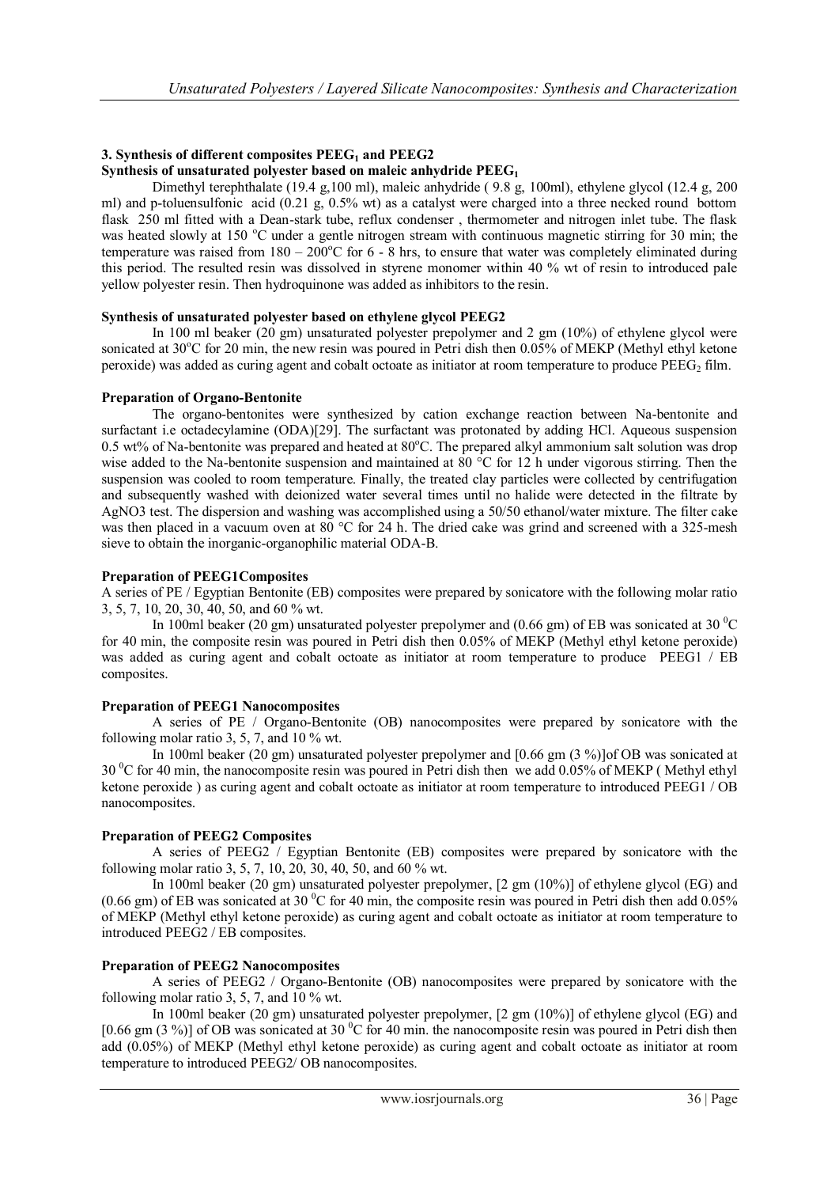### 3. Synthesis of different composites $PEEG_1$ and PEEG2

#### Synthesis of unsaturated polyester based on maleic anhydride $PEEG_1$

Dimethyl terephthalate (19.4 g,100 ml), maleic anhydride ( 9.8 g, 100ml), ethylene glycol (12.4 g, 200 ml) and p-toluensulfonic acid (0.21 g, 0.5% wt) as a catalyst were charged into a three necked round bottom flask 250 ml fitted with a Dean-stark tube, reflux condenser , thermometer and nitrogen inlet tube. The flask was heated slowly at 150 $^{o}$C under a gentle nitrogen stream with continuous magnetic stirring for 30 min; the temperature was raised from 180 – 200$^{o}$C for 6 - 8 hrs, to ensure that water was completely eliminated during this period. The resulted resin was dissolved in styrene monomer within 40 % wt of resin to introduced pale yellow polyester resin. Then hydroquinone was added as inhibitors to the resin.

#### Synthesis of unsaturated polyester based on ethylene glycol PEEG2

In 100 ml beaker (20 gm) unsaturated polyester prepolymer and 2 gm (10%) of ethylene glycol were sonicated at 30$^{o}$C for 20 min, the new resin was poured in Petri dish then 0.05% of MEKP (Methyl ethyl ketone peroxide) was added as curing agent and cobalt octoate as initiator at room temperature to produce $PEEG_2$ film.

#### Preparation of Organo-Bentonite

The organo-bentonites were synthesized by cation exchange reaction between Na-bentonite and surfactant i.e octadecylamine (ODA)[29]. The surfactant was protonated by adding HCl. Aqueous suspension 0.5 wt% of Na-bentonite was prepared and heated at 80$^{o}$C. The prepared alkyl ammonium salt solution was drop wise added to the Na-bentonite suspension and maintained at 80 °C for 12 h under vigorous stirring. Then the suspension was cooled to room temperature. Finally, the treated clay particles were collected by centrifugation and subsequently washed with deionized water several times until no halide were detected in the filtrate by AgNO3 test. The dispersion and washing was accomplished using a 50/50 ethanol/water mixture. The filter cake was then placed in a vacuum oven at 80 °C for 24 h. The dried cake was grind and screened with a 325-mesh sieve to obtain the inorganic-organophilic material ODA-B.

#### Preparation of PEEG1Composites

A series of PE / Egyptian Bentonite (EB) composites were prepared by sonicatore with the following molar ratio 3, 5, 7, 10, 20, 30, 40, 50, and 60 % wt.

In 100ml beaker (20 gm) unsaturated polyester prepolymer and (0.66 gm) of EB was sonicated at 30 $^{0}$C for 40 min, the composite resin was poured in Petri dish then 0.05% of MEKP (Methyl ethyl ketone peroxide) was added as curing agent and cobalt octoate as initiator at room temperature to produce PEEG1 / EB composites.

#### Preparation of PEEG1 Nanocomposites

A series of PE / Organo-Bentonite (OB) nanocomposites were prepared by sonicatore with the following molar ratio 3, 5, 7, and 10 % wt.

In 100ml beaker (20 gm) unsaturated polyester prepolymer and [0.66 gm (3 %)]of OB was sonicated at 30 $^{0}$C for 40 min, the nanocomposite resin was poured in Petri dish then we add 0.05% of MEKP ( Methyl ethyl ketone peroxide ) as curing agent and cobalt octoate as initiator at room temperature to introduced PEEG1 / OB nanocomposites.

#### Preparation of PEEG2 Composites

A series of PEEG2 / Egyptian Bentonite (EB) composites were prepared by sonicatore with the following molar ratio 3, 5, 7, 10, 20, 30, 40, 50, and 60 % wt.

In 100ml beaker (20 gm) unsaturated polyester prepolymer, [2 gm (10%)] of ethylene glycol (EG) and (0.66 gm) of EB was sonicated at 30 $^{0}$C for 40 min, the composite resin was poured in Petri dish then add 0.05% of MEKP (Methyl ethyl ketone peroxide) as curing agent and cobalt octoate as initiator at room temperature to introduced PEEG2 / EB composites.

#### Preparation of PEEG2 Nanocomposites

A series of PEEG2 / Organo-Bentonite (OB) nanocomposites were prepared by sonicatore with the following molar ratio 3, 5, 7, and 10 % wt.

In 100ml beaker (20 gm) unsaturated polyester prepolymer, [2 gm (10%)] of ethylene glycol (EG) and [0.66 gm (3 %)] of OB was sonicated at 30 $^{0}$C for 40 min. the nanocomposite resin was poured in Petri dish then add (0.05%) of MEKP (Methyl ethyl ketone peroxide) as curing agent and cobalt octoate as initiator at room temperature to introduced PEEG2/ OB nanocomposites.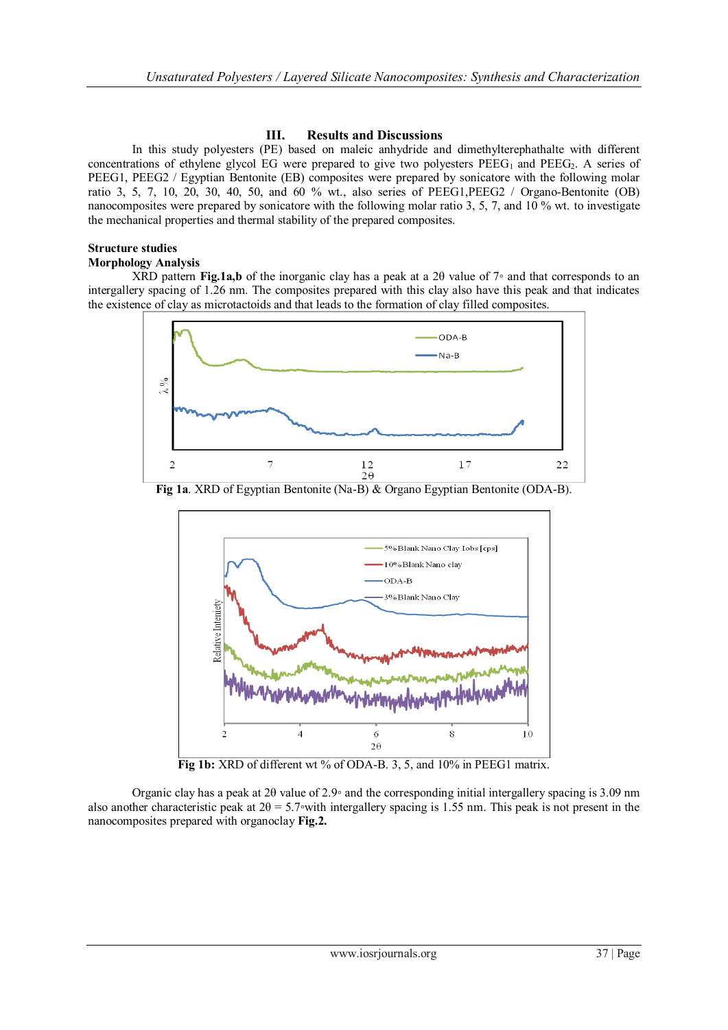## III. Results and Discussions

In this study polyesters (PE) based on maleic anhydride and dimethylterephathalte with different concentrations of ethylene glycol EG were prepared to give two polyesters $PEEG_1$ and $PEEG_2$. A series of PEEG1, PEEG2 / Egyptian Bentonite (EB) composites were prepared by sonicatore with the following molar ratio 3, 5, 7, 10, 20, 30, 40, 50, and 60 % wt., also series of PEEG1,PEEG2 / Organo-Bentonite (OB) nanocomposites were prepared by sonicatore with the following molar ratio 3, 5, 7, and 10 % wt. to investigate the mechanical properties and thermal stability of the prepared composites.

### Structure studies

### Morphology Analysis

XRD pattern **Fig.1a,b** of the inorganic clay has a peak at a 2θ value of 7◦ and that corresponds to an intergallery spacing of 1.26 nm. The composites prepared with this clay also have this peak and that indicates the existence of clay as microtactoids and that leads to the formation of clay filled composites.

**Fig 1a**. XRD of Egyptian Bentonite (Na-B) & Organo Egyptian Bentonite (ODA-B).

**Fig 1b:** XRD of different wt % of ODA-B. 3, 5, and 10% in PEEG1 matrix.

Organic clay has a peak at 2θ value of 2.9◦ and the corresponding initial intergallery spacing is 3.09 nm also another characteristic peak at 2θ = 5.7◦with intergallery spacing is 1.55 nm. This peak is not present in the nanocomposites prepared with organoclay **Fig.2.**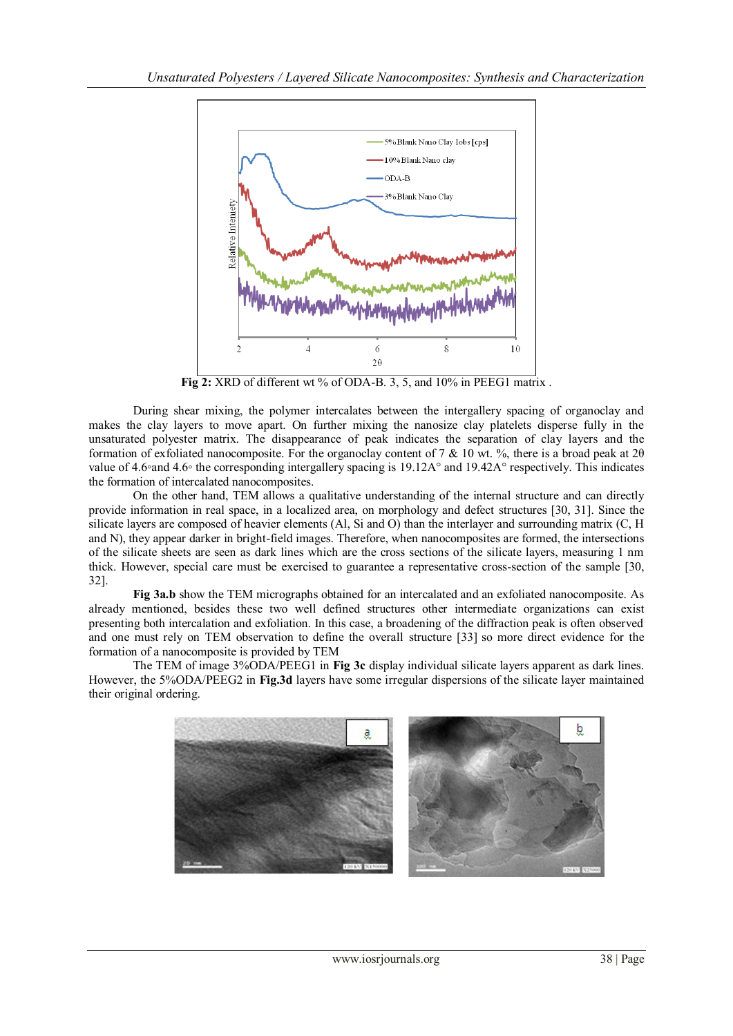**Fig 2:** XRD of different wt % of ODA-B. 3, 5, and 10% in PEEG1 matrix .

During shear mixing, the polymer intercalates between the intergallery spacing of organoclay and makes the clay layers to move apart. On further mixing the nanosize clay platelets disperse fully in the unsaturated polyester matrix. The disappearance of peak indicates the separation of clay layers and the formation of exfoliated nanocomposite. For the organoclay content of 7 & 10 wt. %, there is a broad peak at 2θ value of 4.6◦and 4.6◦ the corresponding intergallery spacing is 19.12A° and 19.42A° respectively. This indicates the formation of intercalated nanocomposites.

On the other hand, TEM allows a qualitative understanding of the internal structure and can directly provide information in real space, in a localized area, on morphology and defect structures [30, 31]. Since the silicate layers are composed of heavier elements (Al, Si and O) than the interlayer and surrounding matrix (C, H and N), they appear darker in bright-field images. Therefore, when nanocomposites are formed, the intersections of the silicate sheets are seen as dark lines which are the cross sections of the silicate layers, measuring 1 nm thick. However, special care must be exercised to guarantee a representative cross-section of the sample [30, 32].

**Fig 3a.b** show the TEM micrographs obtained for an intercalated and an exfoliated nanocomposite. As already mentioned, besides these two well defined structures other intermediate organizations can exist presenting both intercalation and exfoliation. In this case, a broadening of the diffraction peak is often observed and one must rely on TEM observation to define the overall structure [33] so more direct evidence for the formation of a nanocomposite is provided by TEM

The TEM of image 3%ODA/PEEG1 in **Fig 3c** display individual silicate layers apparent as dark lines. However, the 5%ODA/PEEG2 in **Fig.3d** layers have some irregular dispersions of the silicate layer maintained their original ordering.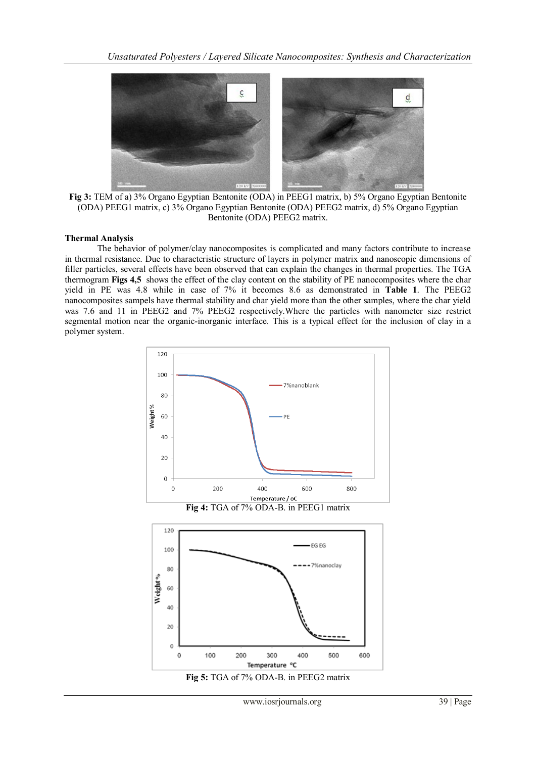**Fig 3:** TEM of a) 3% Organo Egyptian Bentonite (ODA) in PEEG1 matrix, b) 5% Organo Egyptian Bentonite (ODA) PEEG1 matrix, c) 3% Organo Egyptian Bentonite (ODA) PEEG2 matrix, d) 5% Organo Egyptian Bentonite (ODA) PEEG2 matrix.

### Thermal Analysis

The behavior of polymer/clay nanocomposites is complicated and many factors contribute to increase in thermal resistance. Due to characteristic structure of layers in polymer matrix and nanoscopic dimensions of filler particles, several effects have been observed that can explain the changes in thermal properties. The TGA thermogram **Figs 4,5** shows the effect of the clay content on the stability of PE nanocomposites where the char yield in PE was 4.8 while in case of 7% it becomes 8.6 as demonstrated in **Table 1**. The PEEG2 nanocomposites sampels have thermal stability and char yield more than the other samples, where the char yield was 7.6 and 11 in PEEG2 and 7% PEEG2 respectively.Where the particles with nanometer size restrict segmental motion near the organic-inorganic interface. This is a typical effect for the inclusion of clay in a polymer system.

**Fig 4:** TGA of 7% ODA-B. in PEEG1 matrix

**Fig 5:** TGA of 7% ODA-B. in PEEG2 matrix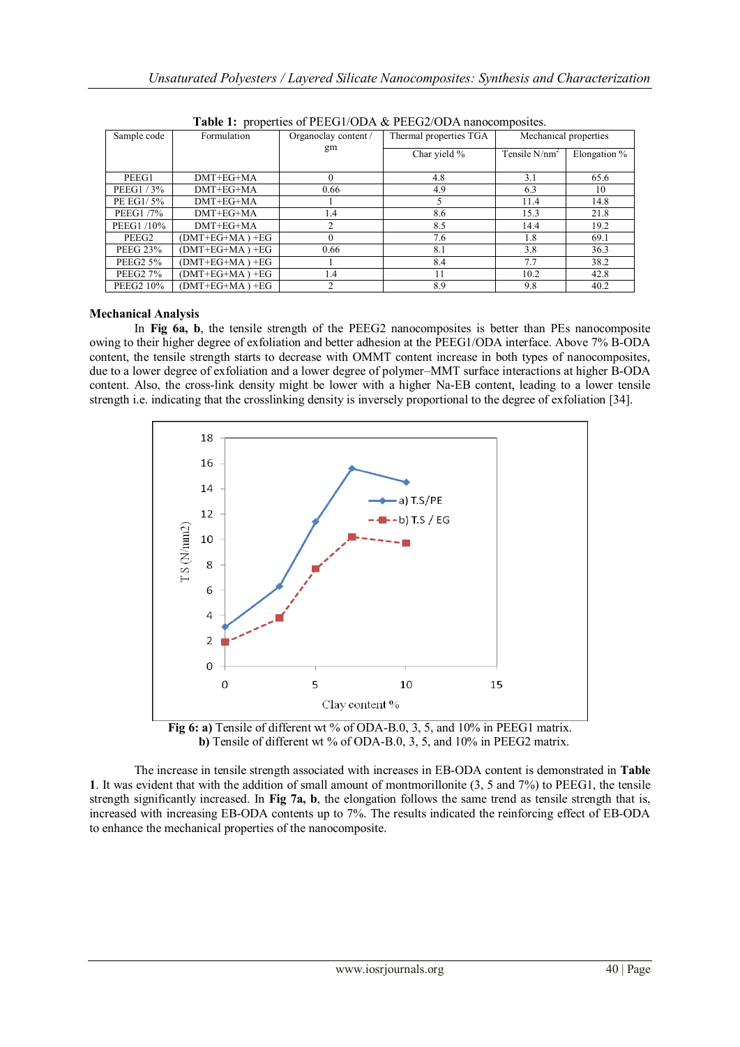**Table 1:** properties of PEEG1/ODA & PEEG2/ODA nanocomposites.

| Sample code | Formulation | Organoclay content / gm | Thermal properties TGA | Mechanical properties | |
|---|---|---|---|---|---|
| | | | Char yield % | Tensile $N/nm^2$ | Elongation % |
| PEEG1 | DMT+EG+MA | 0 | 4.8 | 3.1 | 65.6 |
| PEEG1 / 3% | DMT+EG+MA | 0.66 | 4.9 | 6.3 | 10 |
| PE EG1/ 5% | DMT+EG+MA | 1 | 5 | 11.4 | 14.8 |
| PEEG1 /7% | DMT+EG+MA | 1.4 | 8.6 | 15.3 | 21.8 |
| PEEG1 /10% | DMT+EG+MA | 2 | 8.5 | 14.4 | 19.2 |
| PEEG2 | (DMT+EG+MA ) +EG | 0 | 7.6 | 1.8 | 69.1 |
| PEEG 23% | (DMT+EG+MA ) +EG | 0.66 | 8.1 | 3.8 | 36.3 |
| PEEG2 5% | (DMT+EG+MA ) +EG | 1 | 8.4 | 7.7 | 38.2 |
| PEEG2 7% | (DMT+EG+MA ) +EG | 1.4 | 11 | 10.2 | 42.8 |
| PEEG2 10% | (DMT+EG+MA ) +EG | 2 | 8.9 | 9.8 | 40.2 |

**Mechanical Analysis**

In **Fig 6a, b**, the tensile strength of the PEEG2 nanocomposites is better than PEs nanocomposite owing to their higher degree of exfoliation and better adhesion at the PEEG1/ODA interface. Above 7% B-ODA content, the tensile strength starts to decrease with OMMT content increase in both types of nanocomposites, due to a lower degree of exfoliation and a lower degree of polymer–MMT surface interactions at higher B-ODA content. Also, the cross-link density might be lower with a higher Na-EB content, leading to a lower tensile strength i.e. indicating that the crosslinking density is inversely proportional to the degree of exfoliation [34].

**Fig 6: a)** Tensile of different wt % of ODA-B.0, 3, 5, and 10% in PEEG1 matrix.
**b)** Tensile of different wt % of ODA-B.0, 3, 5, and 10% in PEEG2 matrix.

The increase in tensile strength associated with increases in EB-ODA content is demonstrated in **Table 1**. It was evident that with the addition of small amount of montmorillonite (3, 5 and 7%) to PEEG1, the tensile strength significantly increased. In **Fig 7a, b**, the elongation follows the same trend as tensile strength that is, increased with increasing EB-ODA contents up to 7%. The results indicated the reinforcing effect of EB-ODA to enhance the mechanical properties of the nanocomposite.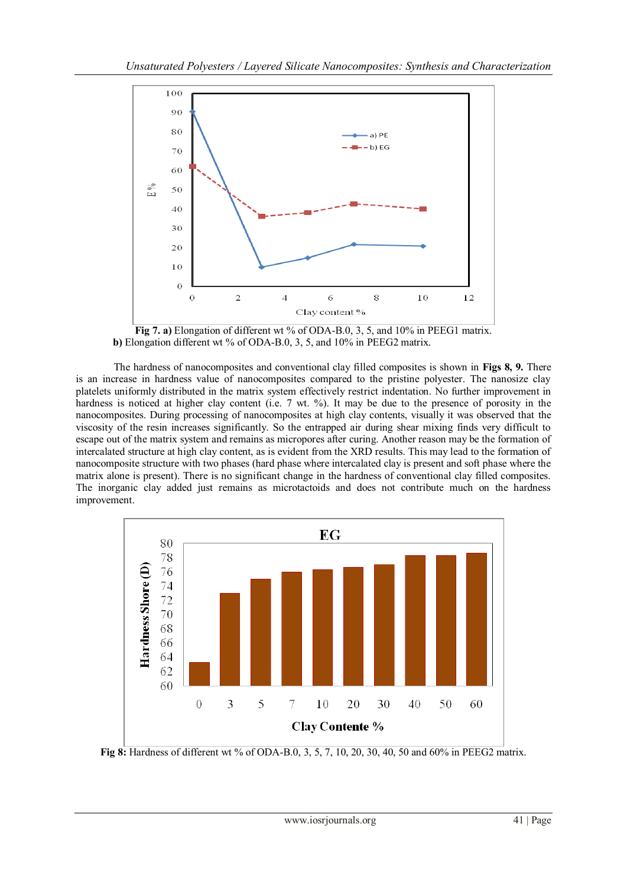**Fig 7. a)** Elongation of different wt % of ODA-B.0, 3, 5, and 10% in PEEG1 matrix.
**b)** Elongation different wt % of ODA-B.0, 3, 5, and 10% in PEEG2 matrix.

The hardness of nanocomposites and conventional clay filled composites is shown in **Figs 8, 9.** There is an increase in hardness value of nanocomposites compared to the pristine polyester. The nanosize clay platelets uniformly distributed in the matrix system effectively restrict indentation. No further improvement in hardness is noticed at higher clay content (i.e. 7 wt. %). It may be due to the presence of porosity in the nanocomposites. During processing of nanocomposites at high clay contents, visually it was observed that the viscosity of the resin increases significantly. So the entrapped air during shear mixing finds very difficult to escape out of the matrix system and remains as micropores after curing. Another reason may be the formation of intercalated structure at high clay content, as is evident from the XRD results. This may lead to the formation of nanocomposite structure with two phases (hard phase where intercalated clay is present and soft phase where the matrix alone is present). There is no significant change in the hardness of conventional clay filled composites. The inorganic clay added just remains as microtactoids and does not contribute much on the hardness improvement.

**Fig 8:** Hardness of different wt % of ODA-B.0, 3, 5, 7, 10, 20, 30, 40, 50 and 60% in PEEG2 matrix.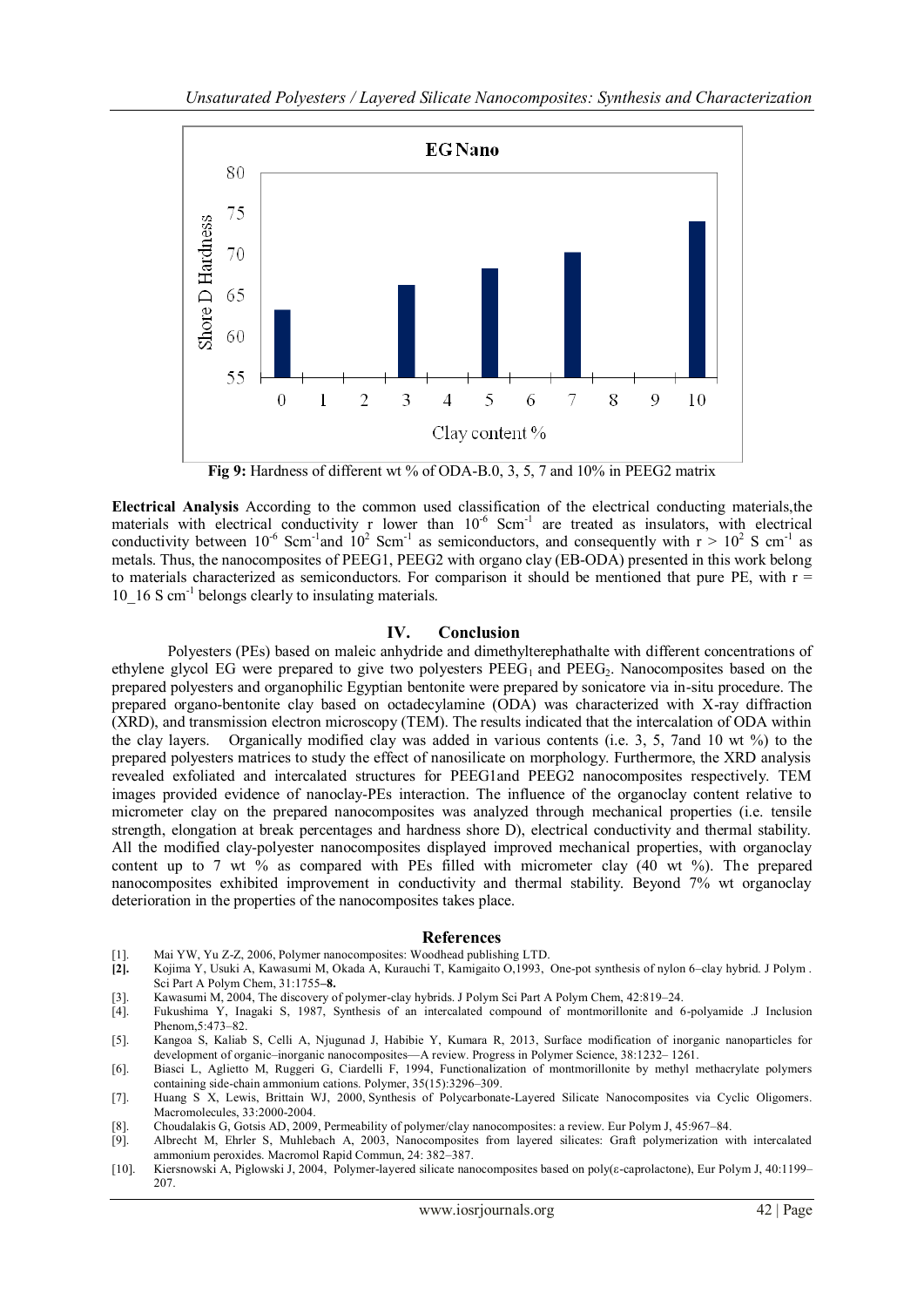Fig 9: Hardness of different wt % of ODA-B.0, 3, 5, 7 and 10% in PEEG2 matrix

**Electrical Analysis** According to the common used classification of the electrical conducting materials,the materials with electrical conductivity r lower than $10^{-6}$ Scm$^{-1}$ are treated as insulators, with electrical conductivity between $10^{-6}$ Scm$^{-1}$and $10^{2}$ Scm$^{-1}$ as semiconductors, and consequently with r > $10^{2}$ S cm$^{-1}$ as metals. Thus, the nanocomposites of PEEG1, PEEG2 with organo clay (EB-ODA) presented in this work belong to materials characterized as semiconductors. For comparison it should be mentioned that pure PE, with r = 10_16 S cm$^{-1}$ belongs clearly to insulating materials.

## IV. Conclusion

Polyesters (PEs) based on maleic anhydride and dimethylterephathalte with different concentrations of ethylene glycol EG were prepared to give two polyesters $PEEG_1$ and $PEEG_2$. Nanocomposites based on the prepared polyesters and organophilic Egyptian bentonite were prepared by sonicatore via in-situ procedure. The prepared organo-bentonite clay based on octadecylamine (ODA) was characterized with X-ray diffraction (XRD), and transmission electron microscopy (TEM). The results indicated that the intercalation of ODA within the clay layers. Organically modified clay was added in various contents (i.e. 3, 5, 7and 10 wt %) to the prepared polyesters matrices to study the effect of nanosilicate on morphology. Furthermore, the XRD analysis revealed exfoliated and intercalated structures for PEEG1and PEEG2 nanocomposites respectively. TEM images provided evidence of nanoclay-PEs interaction. The influence of the organoclay content relative to micrometer clay on the prepared nanocomposites was analyzed through mechanical properties (i.e. tensile strength, elongation at break percentages and hardness shore D), electrical conductivity and thermal stability. All the modified clay-polyester nanocomposites displayed improved mechanical properties, with organoclay content up to 7 wt % as compared with PEs filled with micrometer clay (40 wt %). The prepared nanocomposites exhibited improvement in conductivity and thermal stability. Beyond 7% wt organoclay deterioration in the properties of the nanocomposites takes place.

## References

[1]. Mai YW, Yu Z-Z, 2006, Polymer nanocomposites: Woodhead publishing LTD.

**[2].** Kojima Y, Usuki A, Kawasumi M, Okada A, Kurauchi T, Kamigaito O,1993, One-pot synthesis of nylon 6–clay hybrid. J Polym . Sci Part A Polym Chem, 31:1755**–8.**

[3]. Kawasumi M, 2004, The discovery of polymer-clay hybrids. J Polym Sci Part A Polym Chem, 42:819–24.

[4]. Fukushima Y, Inagaki S, 1987, Synthesis of an intercalated compound of montmorillonite and 6-polyamide .J Inclusion Phenom,5:473–82.

[5]. Kangoa S, Kaliab S, Celli A, Njugunad J, Habibie Y, Kumara R, 2013, Surface modification of inorganic nanoparticles for development of organic–inorganic nanocomposites—A review. Progress in Polymer Science, 38:1232– 1261.

[6]. Biasci L, Aglietto M, Ruggeri G, Ciardelli F, 1994, Functionalization of montmorillonite by methyl methacrylate polymers containing side-chain ammonium cations. Polymer, 35(15):3296–309.

[7]. Huang S X, Lewis, Brittain WJ, 2000, Synthesis of Polycarbonate-Layered Silicate Nanocomposites via Cyclic Oligomers. Macromolecules, 33:2000-2004.

[8]. Choudalakis G, Gotsis AD, 2009, Permeability of polymer/clay nanocomposites: a review. Eur Polym J, 45:967–84.

[9]. Albrecht M, Ehrler S, Muhlebach A, 2003, Nanocomposites from layered silicates: Graft polymerization with intercalated ammonium peroxides. Macromol Rapid Commun, 24: 382–387.

[10]. Kiersnowski A, Piglowski J, 2004, Polymer-layered silicate nanocomposites based on poly(ε-caprolactone), Eur Polym J, 40:1199–207.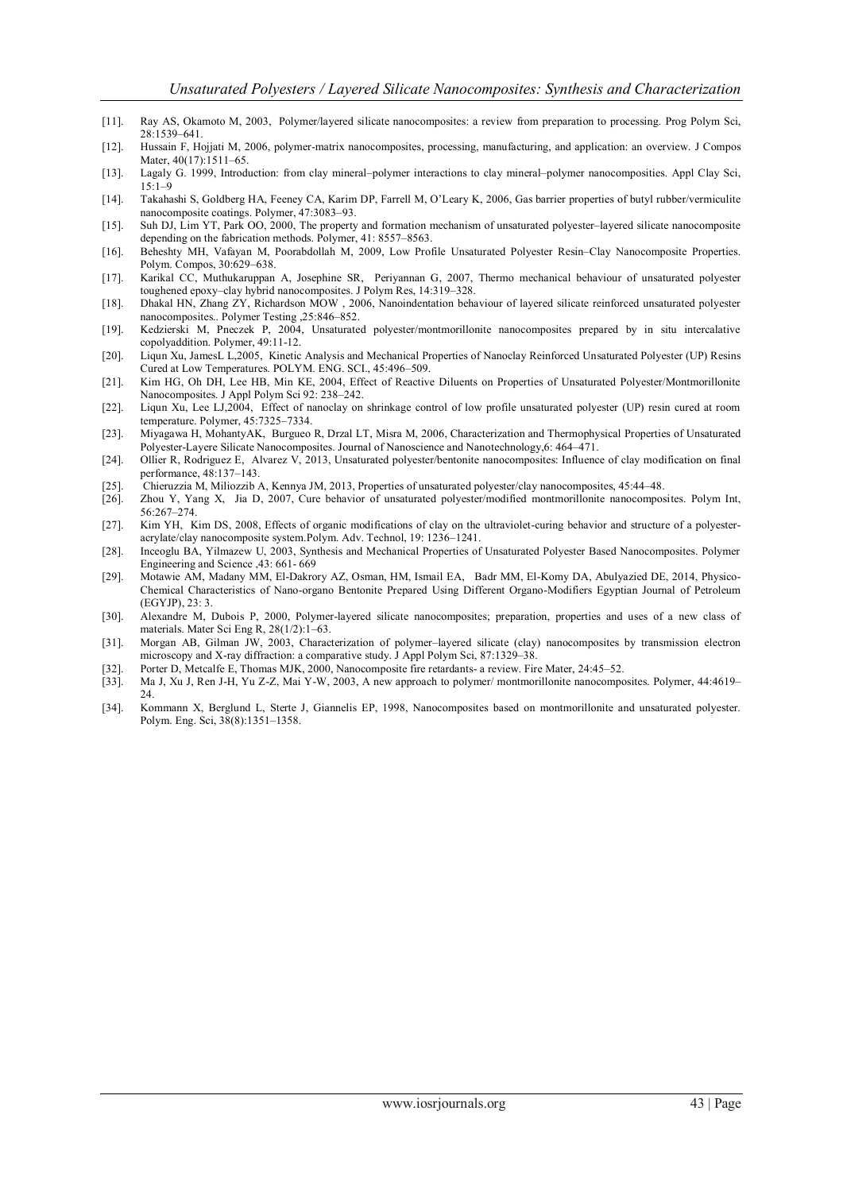[11]. Ray AS, Okamoto M, 2003, Polymer/layered silicate nanocomposites: a review from preparation to processing. Prog Polym Sci, 28:1539–641.

[12]. Hussain F, Hojjati M, 2006, polymer-matrix nanocomposites, processing, manufacturing, and application: an overview. J Compos Mater, 40(17):1511–65.

[13]. Lagaly G. 1999, Introduction: from clay mineral–polymer interactions to clay mineral–polymer nanocompositions. Appl Clay Sci, 15:1–9

[14]. Takahashi S, Goldberg HA, Feeney CA, Karim DP, Farrell M, O'Leary K, 2006, Gas barrier properties of butyl rubber/vermiculite nanocomposite coatings. Polymer, 47:3083–93.

[15]. Suh DJ, Lim YT, Park OO, 2000, The property and formation mechanism of unsaturated polyester–layered silicate nanocomposite depending on the fabrication methods. Polymer, 41: 8557–8563.

[16]. Beheshty MH, Vafayan M, Poorabdollah M, 2009, Low Profile Unsaturated Polyester Resin–Clay Nanocomposite Properties. Polym. Compos, 30:629–638.

[17]. Karikal CC, Muthukaruppan A, Josephine SR, Periyannan G, 2007, Thermo mechanical behaviour of unsaturated polyester toughened epoxy–clay hybrid nanocomposites. J Polym Res, 14:319–328.

[18]. Dhakal HN, Zhang ZY, Richardson MOW , 2006, Nanoindentation behaviour of layered silicate reinforced unsaturated polyester nanocomposites.. Polymer Testing ,25:846–852.

[19]. Kedzierski M, Pneczek P, 2004, Unsaturated polyester/montmorillonite nanocomposites prepared by in situ intercalative copolyaddition. Polymer, 49:11-12.

[20]. Liqun Xu, JamesL L,2005, Kinetic Analysis and Mechanical Properties of Nanoclay Reinforced Unsaturated Polyester (UP) Resins Cured at Low Temperatures. POLYM. ENG. SCI., 45:496–509.

[21]. Kim HG, Oh DH, Lee HB, Min KE, 2004, Effect of Reactive Diluents on Properties of Unsaturated Polyester/Montmorillonite Nanocomposites. J Appl Polym Sci 92: 238–242.

[22]. Liqun Xu, Lee LJ,2004, Effect of nanoclay on shrinkage control of low profile unsaturated polyester (UP) resin cured at room temperature. Polymer, 45:7325–7334.

[23]. Miyagawa H, MohantyAK, Burgueo R, Drzal LT, Misra M, 2006, Characterization and Thermophysical Properties of Unsaturated Polyester-Layere Silicate Nanocomposites. Journal of Nanoscience and Nanotechnology,6: 464–471.

[24]. Ollier R, Rodriguez E, Alvarez V, 2013, Unsaturated polyester/bentonite nanocomposites: Influence of clay modification on final performance, 48:137–143.

[25]. Chieruzzia M, Miliozzib A, Kennya JM, 2013, Properties of unsaturated polyester/clay nanocomposites, 45:44–48.

[26]. Zhou Y, Yang X, Jia D, 2007, Cure behavior of unsaturated polyester/modified montmorillonite nanocomposites. Polym Int, 56:267–274.

[27]. Kim YH, Kim DS, 2008, Effects of organic modifications of clay on the ultraviolet-curing behavior and structure of a polyester-acrylate/clay nanocomposite system.Polym. Adv. Technol, 19: 1236–1241.

[28]. Inceoglu BA, Yilmazew U, 2003, Synthesis and Mechanical Properties of Unsaturated Polyester Based Nanocomposites. Polymer Engineering and Science ,43: 661- 669

[29]. Motawie AM, Madany MM, El-Dakrory AZ, Osman, HM, Ismail EA, Badr MM, El-Komy DA, Abulyazied DE, 2014, Physico-Chemical Characteristics of Nano-organo Bentonite Prepared Using Different Organo-Modifiers Egyptian Journal of Petroleum (EGYJP), 23: 3.

[30]. Alexandre M, Dubois P, 2000, Polymer-layered silicate nanocomposites; preparation, properties and uses of a new class of materials. Mater Sci Eng R, 28(1/2):1–63.

[31]. Morgan AB, Gilman JW, 2003, Characterization of polymer–layered silicate (clay) nanocomposites by transmission electron microscopy and X-ray diffraction: a comparative study. J Appl Polym Sci, 87:1329–38.

[32]. Porter D, Metcalfe E, Thomas MJK, 2000, Nanocomposite fire retardants- a review. Fire Mater, 24:45–52.

[33]. Ma J, Xu J, Ren J-H, Yu Z-Z, Mai Y-W, 2003, A new approach to polymer/ montmorillonite nanocomposites. Polymer, 44:4619–24.

[34]. Kommann X, Berglund L, Sterte J, Giannelis EP, 1998, Nanocomposites based on montmorillonite and unsaturated polyester. Polym. Eng. Sci, 38(8):1351–1358.